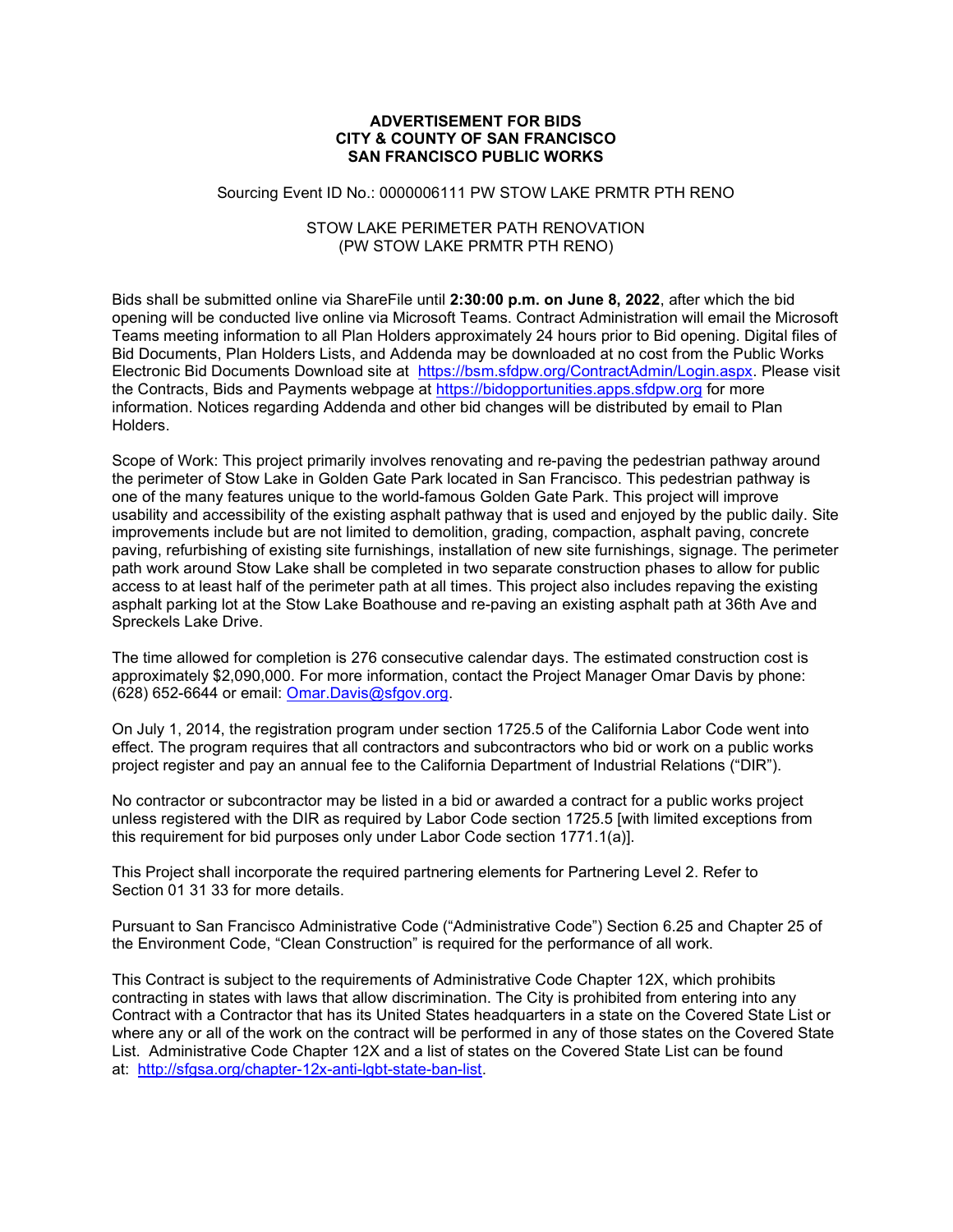# ADVERTISEMENT FOR BIDS
## CITY & COUNTY OF SAN FRANCISCO
## SAN FRANCISCO PUBLIC WORKS

Sourcing Event ID No.: 0000006111 PW STOW LAKE PRMTR PTH RENO

STOW LAKE PERIMETER PATH RENOVATION
(PW STOW LAKE PRMTR PTH RENO)

Bids shall be submitted online via ShareFile until **2:30:00 p.m. on June 8, 2022**, after which the bid opening will be conducted live online via Microsoft Teams. Contract Administration will email the Microsoft Teams meeting information to all Plan Holders approximately 24 hours prior to Bid opening. Digital files of Bid Documents, Plan Holders Lists, and Addenda may be downloaded at no cost from the Public Works Electronic Bid Documents Download site at https://bsm.sfdpw.org/ContractAdmin/Login.aspx. Please visit the Contracts, Bids and Payments webpage at https://bidopportunities.apps.sfdpw.org for more information. Notices regarding Addenda and other bid changes will be distributed by email to Plan Holders.

Scope of Work: This project primarily involves renovating and re-paving the pedestrian pathway around the perimeter of Stow Lake in Golden Gate Park located in San Francisco. This pedestrian pathway is one of the many features unique to the world-famous Golden Gate Park. This project will improve usability and accessibility of the existing asphalt pathway that is used and enjoyed by the public daily. Site improvements include but are not limited to demolition, grading, compaction, asphalt paving, concrete paving, refurbishing of existing site furnishings, installation of new site furnishings, signage. The perimeter path work around Stow Lake shall be completed in two separate construction phases to allow for public access to at least half of the perimeter path at all times. This project also includes repaving the existing asphalt parking lot at the Stow Lake Boathouse and re-paving an existing asphalt path at 36th Ave and Spreckels Lake Drive.

The time allowed for completion is 276 consecutive calendar days. The estimated construction cost is approximately $2,090,000. For more information, contact the Project Manager Omar Davis by phone: (628) 652-6644 or email: Omar.Davis@sfgov.org.

On July 1, 2014, the registration program under section 1725.5 of the California Labor Code went into effect. The program requires that all contractors and subcontractors who bid or work on a public works project register and pay an annual fee to the California Department of Industrial Relations ("DIR").

No contractor or subcontractor may be listed in a bid or awarded a contract for a public works project unless registered with the DIR as required by Labor Code section 1725.5 [with limited exceptions from this requirement for bid purposes only under Labor Code section 1771.1(a)].

This Project shall incorporate the required partnering elements for Partnering Level 2. Refer to Section 01 31 33 for more details.

Pursuant to San Francisco Administrative Code ("Administrative Code") Section 6.25 and Chapter 25 of the Environment Code, "Clean Construction" is required for the performance of all work.

This Contract is subject to the requirements of Administrative Code Chapter 12X, which prohibits contracting in states with laws that allow discrimination. The City is prohibited from entering into any Contract with a Contractor that has its United States headquarters in a state on the Covered State List or where any or all of the work on the contract will be performed in any of those states on the Covered State List. Administrative Code Chapter 12X and a list of states on the Covered State List can be found at: http://sfgsa.org/chapter-12x-anti-lgbt-state-ban-list.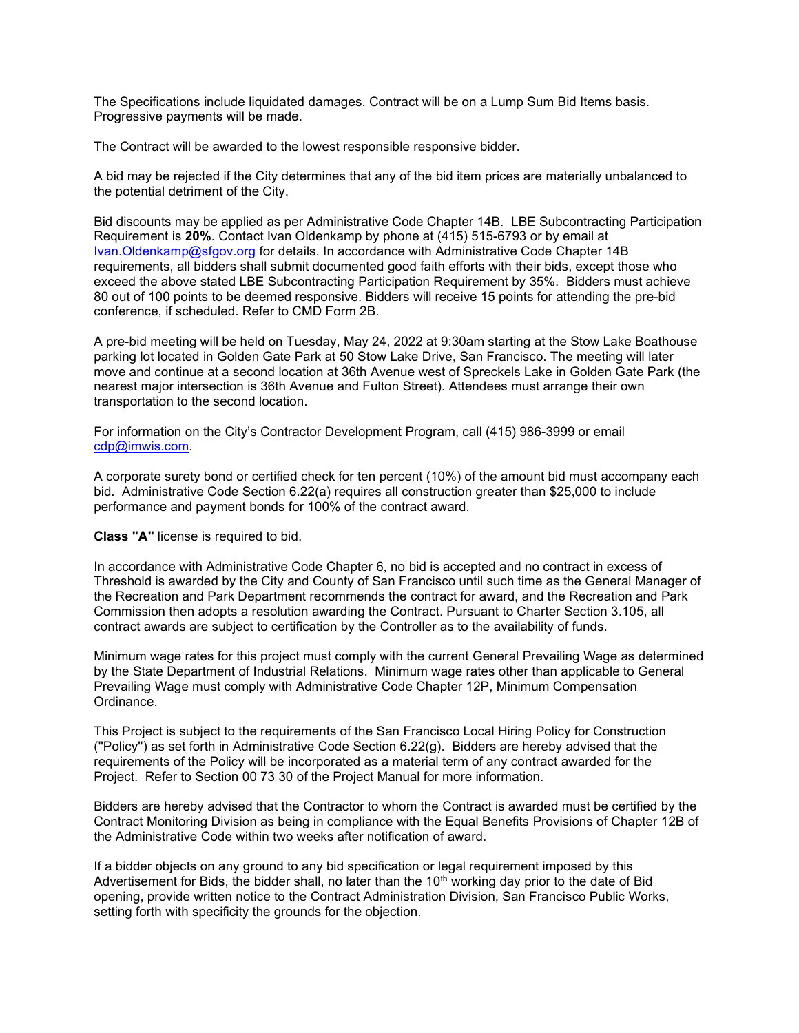The Specifications include liquidated damages. Contract will be on a Lump Sum Bid Items basis. Progressive payments will be made.

The Contract will be awarded to the lowest responsible responsive bidder.

A bid may be rejected if the City determines that any of the bid item prices are materially unbalanced to the potential detriment of the City.

Bid discounts may be applied as per Administrative Code Chapter 14B. LBE Subcontracting Participation Requirement is **20%**. Contact Ivan Oldenkamp by phone at (415) 515-6793 or by email at Ivan.Oldenkamp@sfgov.org for details. In accordance with Administrative Code Chapter 14B requirements, all bidders shall submit documented good faith efforts with their bids, except those who exceed the above stated LBE Subcontracting Participation Requirement by 35%. Bidders must achieve 80 out of 100 points to be deemed responsive. Bidders will receive 15 points for attending the pre-bid conference, if scheduled. Refer to CMD Form 2B.

A pre-bid meeting will be held on Tuesday, May 24, 2022 at 9:30am starting at the Stow Lake Boathouse parking lot located in Golden Gate Park at 50 Stow Lake Drive, San Francisco. The meeting will later move and continue at a second location at 36th Avenue west of Spreckels Lake in Golden Gate Park (the nearest major intersection is 36th Avenue and Fulton Street). Attendees must arrange their own transportation to the second location.

For information on the City's Contractor Development Program, call (415) 986-3999 or email cdp@imwis.com.

A corporate surety bond or certified check for ten percent (10%) of the amount bid must accompany each bid. Administrative Code Section 6.22(a) requires all construction greater than $25,000 to include performance and payment bonds for 100% of the contract award.

**Class "A"** license is required to bid.

In accordance with Administrative Code Chapter 6, no bid is accepted and no contract in excess of Threshold is awarded by the City and County of San Francisco until such time as the General Manager of the Recreation and Park Department recommends the contract for award, and the Recreation and Park Commission then adopts a resolution awarding the Contract. Pursuant to Charter Section 3.105, all contract awards are subject to certification by the Controller as to the availability of funds.

Minimum wage rates for this project must comply with the current General Prevailing Wage as determined by the State Department of Industrial Relations. Minimum wage rates other than applicable to General Prevailing Wage must comply with Administrative Code Chapter 12P, Minimum Compensation Ordinance.

This Project is subject to the requirements of the San Francisco Local Hiring Policy for Construction ("Policy") as set forth in Administrative Code Section 6.22(g). Bidders are hereby advised that the requirements of the Policy will be incorporated as a material term of any contract awarded for the Project. Refer to Section 00 73 30 of the Project Manual for more information.

Bidders are hereby advised that the Contractor to whom the Contract is awarded must be certified by the Contract Monitoring Division as being in compliance with the Equal Benefits Provisions of Chapter 12B of the Administrative Code within two weeks after notification of award.

If a bidder objects on any ground to any bid specification or legal requirement imposed by this Advertisement for Bids, the bidder shall, no later than the 10th working day prior to the date of Bid opening, provide written notice to the Contract Administration Division, San Francisco Public Works, setting forth with specificity the grounds for the objection.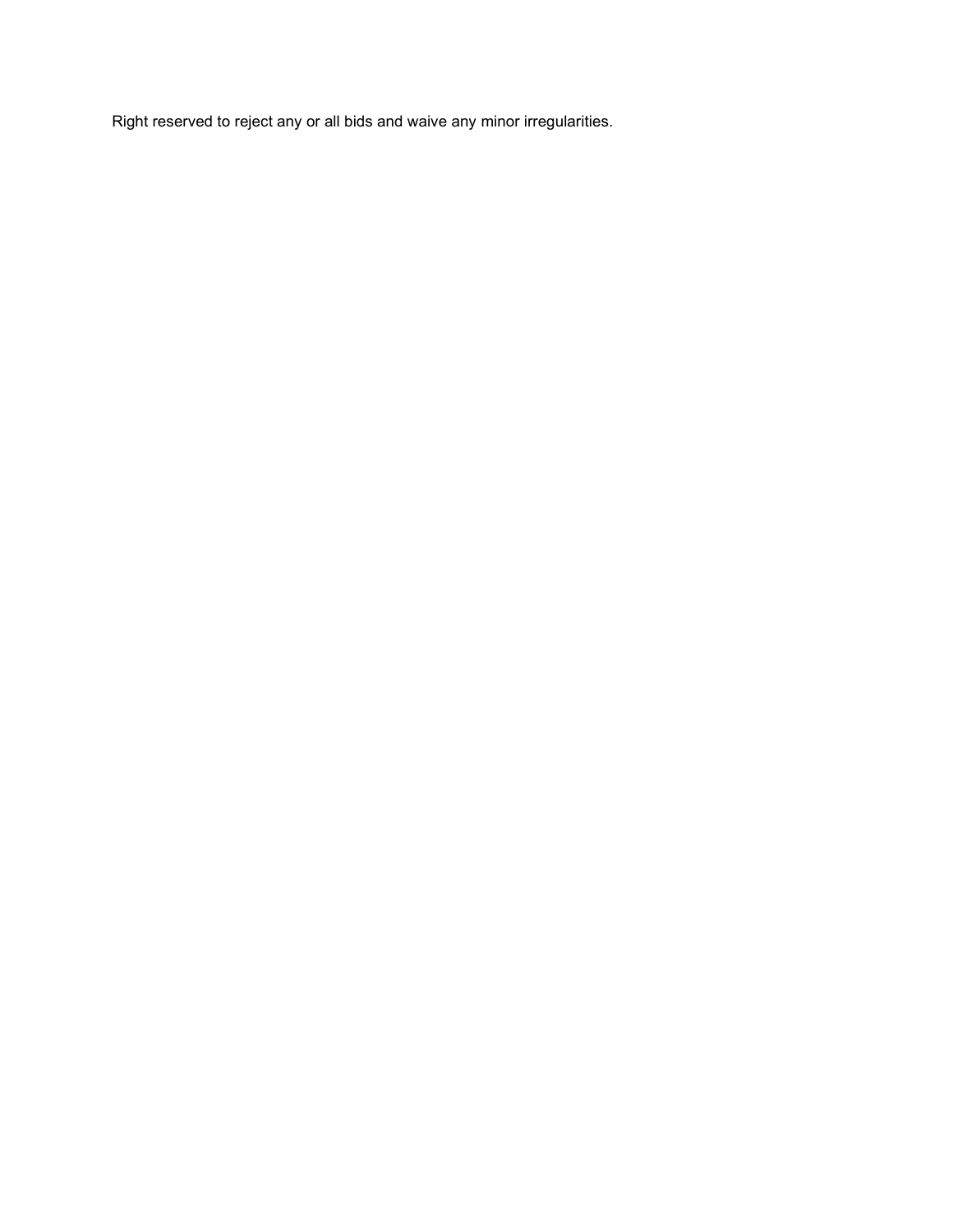Right reserved to reject any or all bids and waive any minor irregularities.